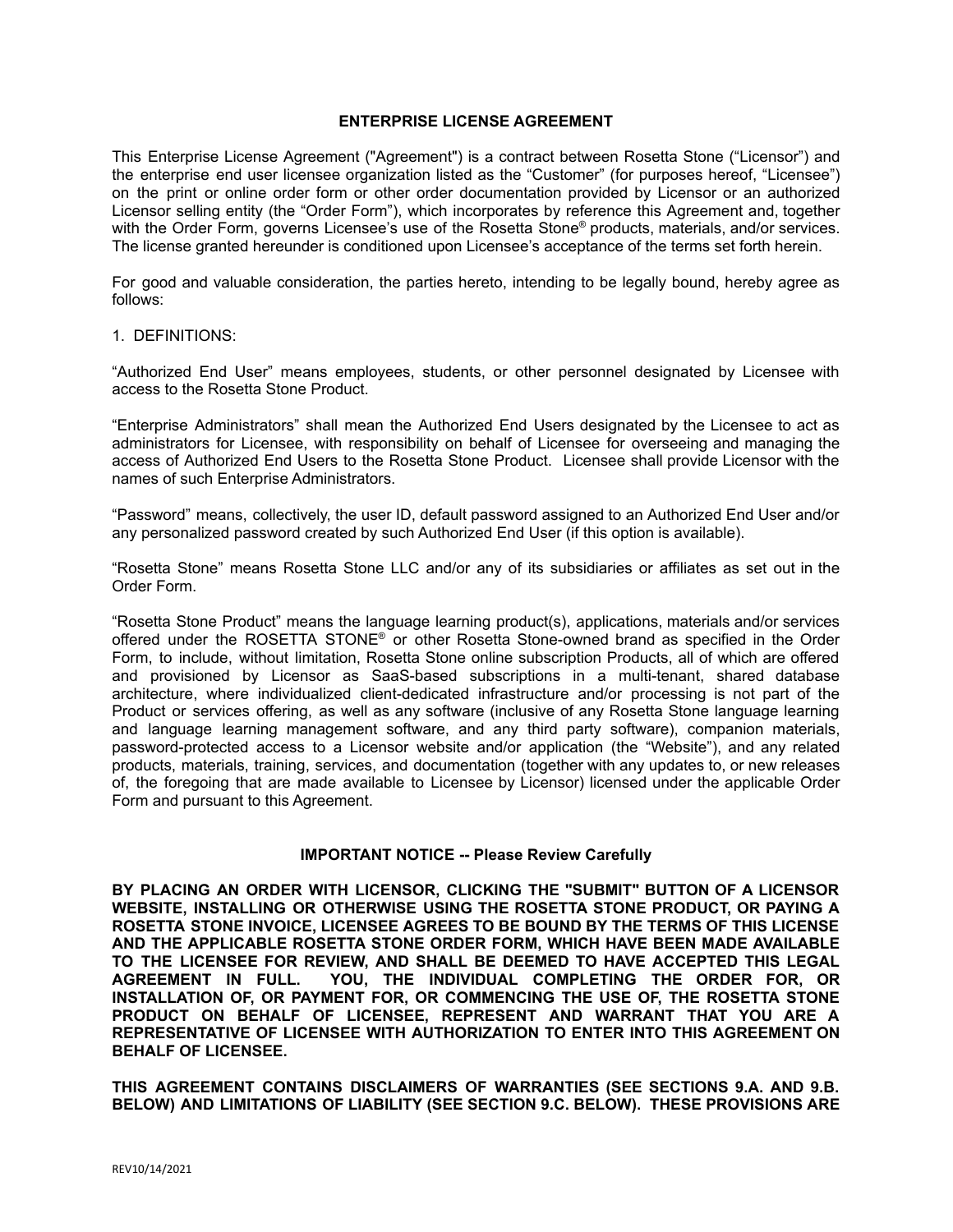# ENTERPRISE LICENSE AGREEMENT

This Enterprise License Agreement ("Agreement") is a contract between Rosetta Stone ("Licensor") and the enterprise end user licensee organization listed as the "Customer" (for purposes hereof, "Licensee") on the print or online order form or other order documentation provided by Licensor or an authorized Licensor selling entity (the "Order Form"), which incorporates by reference this Agreement and, together with the Order Form, governs Licensee's use of the Rosetta Stone® products, materials, and/or services. The license granted hereunder is conditioned upon Licensee's acceptance of the terms set forth herein.

For good and valuable consideration, the parties hereto, intending to be legally bound, hereby agree as follows:

1. DEFINITIONS:

"Authorized End User" means employees, students, or other personnel designated by Licensee with access to the Rosetta Stone Product.

"Enterprise Administrators" shall mean the Authorized End Users designated by the Licensee to act as administrators for Licensee, with responsibility on behalf of Licensee for overseeing and managing the access of Authorized End Users to the Rosetta Stone Product. Licensee shall provide Licensor with the names of such Enterprise Administrators.

"Password" means, collectively, the user ID, default password assigned to an Authorized End User and/or any personalized password created by such Authorized End User (if this option is available).

"Rosetta Stone" means Rosetta Stone LLC and/or any of its subsidiaries or affiliates as set out in the Order Form.

"Rosetta Stone Product" means the language learning product(s), applications, materials and/or services offered under the ROSETTA STONE® or other Rosetta Stone-owned brand as specified in the Order Form, to include, without limitation, Rosetta Stone online subscription Products, all of which are offered and provisioned by Licensor as SaaS-based subscriptions in a multi-tenant, shared database architecture, where individualized client-dedicated infrastructure and/or processing is not part of the Product or services offering, as well as any software (inclusive of any Rosetta Stone language learning and language learning management software, and any third party software), companion materials, password-protected access to a Licensor website and/or application (the "Website"), and any related products, materials, training, services, and documentation (together with any updates to, or new releases of, the foregoing that are made available to Licensee by Licensor) licensed under the applicable Order Form and pursuant to this Agreement.

## IMPORTANT NOTICE -- Please Review Carefully

**BY PLACING AN ORDER WITH LICENSOR, CLICKING THE "SUBMIT" BUTTON OF A LICENSOR WEBSITE, INSTALLING OR OTHERWISE USING THE ROSETTA STONE PRODUCT, OR PAYING A ROSETTA STONE INVOICE, LICENSEE AGREES TO BE BOUND BY THE TERMS OF THIS LICENSE AND THE APPLICABLE ROSETTA STONE ORDER FORM, WHICH HAVE BEEN MADE AVAILABLE TO THE LICENSEE FOR REVIEW, AND SHALL BE DEEMED TO HAVE ACCEPTED THIS LEGAL AGREEMENT IN FULL. YOU, THE INDIVIDUAL COMPLETING THE ORDER FOR, OR INSTALLATION OF, OR PAYMENT FOR, OR COMMENCING THE USE OF, THE ROSETTA STONE PRODUCT ON BEHALF OF LICENSEE, REPRESENT AND WARRANT THAT YOU ARE A REPRESENTATIVE OF LICENSEE WITH AUTHORIZATION TO ENTER INTO THIS AGREEMENT ON BEHALF OF LICENSEE.**

**THIS AGREEMENT CONTAINS DISCLAIMERS OF WARRANTIES (SEE SECTIONS 9.A. AND 9.B. BELOW) AND LIMITATIONS OF LIABILITY (SEE SECTION 9.C. BELOW). THESE PROVISIONS ARE**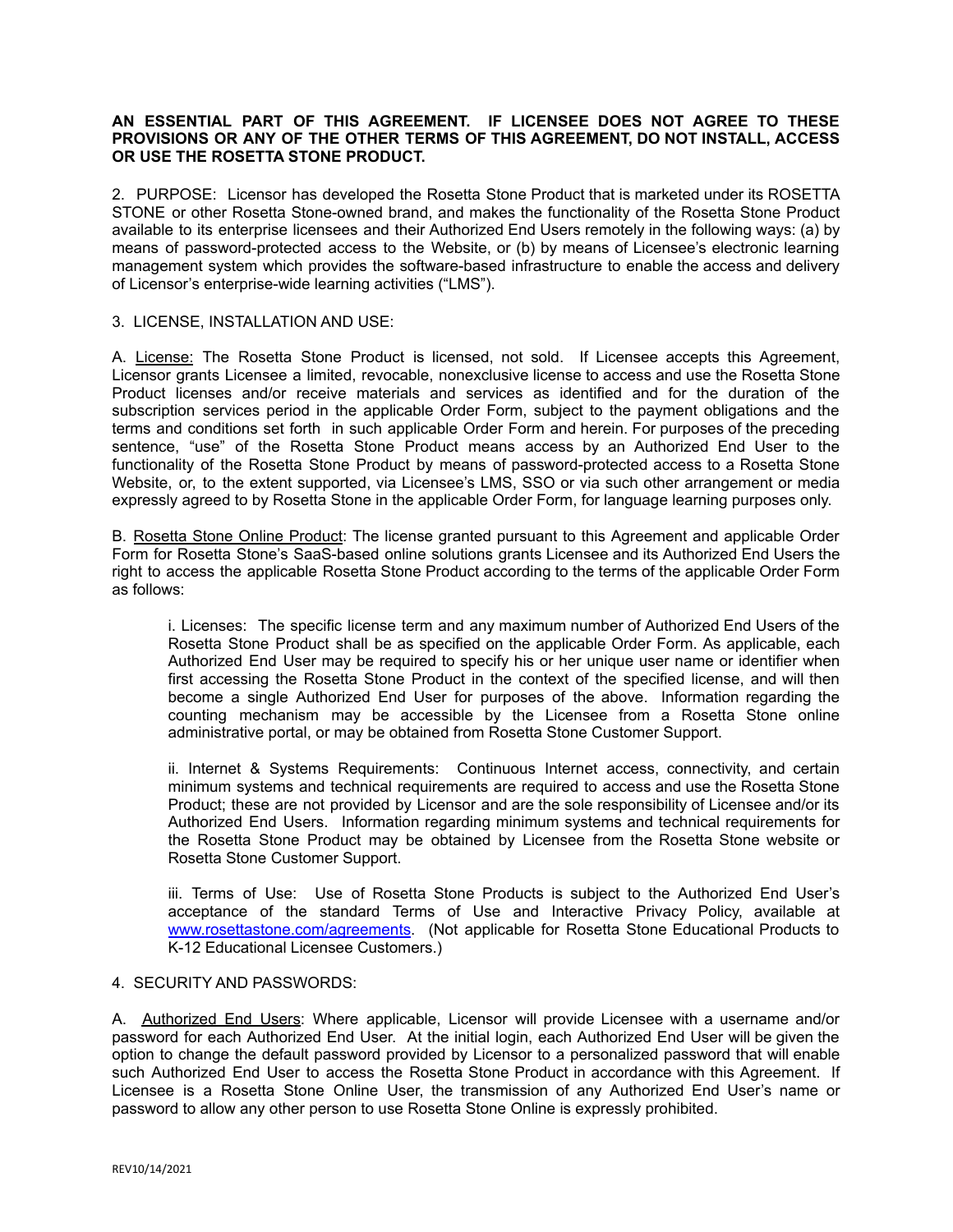**AN ESSENTIAL PART OF THIS AGREEMENT. IF LICENSEE DOES NOT AGREE TO THESE PROVISIONS OR ANY OF THE OTHER TERMS OF THIS AGREEMENT, DO NOT INSTALL, ACCESS OR USE THE ROSETTA STONE PRODUCT.**

2. PURPOSE: Licensor has developed the Rosetta Stone Product that is marketed under its ROSETTA STONE or other Rosetta Stone-owned brand, and makes the functionality of the Rosetta Stone Product available to its enterprise licensees and their Authorized End Users remotely in the following ways: (a) by means of password-protected access to the Website, or (b) by means of Licensee's electronic learning management system which provides the software-based infrastructure to enable the access and delivery of Licensor's enterprise-wide learning activities ("LMS").

3. LICENSE, INSTALLATION AND USE:

A. License: The Rosetta Stone Product is licensed, not sold. If Licensee accepts this Agreement, Licensor grants Licensee a limited, revocable, nonexclusive license to access and use the Rosetta Stone Product licenses and/or receive materials and services as identified and for the duration of the subscription services period in the applicable Order Form, subject to the payment obligations and the terms and conditions set forth in such applicable Order Form and herein. For purposes of the preceding sentence, "use" of the Rosetta Stone Product means access by an Authorized End User to the functionality of the Rosetta Stone Product by means of password-protected access to a Rosetta Stone Website, or, to the extent supported, via Licensee's LMS, SSO or via such other arrangement or media expressly agreed to by Rosetta Stone in the applicable Order Form, for language learning purposes only.

B. Rosetta Stone Online Product: The license granted pursuant to this Agreement and applicable Order Form for Rosetta Stone's SaaS-based online solutions grants Licensee and its Authorized End Users the right to access the applicable Rosetta Stone Product according to the terms of the applicable Order Form as follows:

i. Licenses: The specific license term and any maximum number of Authorized End Users of the Rosetta Stone Product shall be as specified on the applicable Order Form. As applicable, each Authorized End User may be required to specify his or her unique user name or identifier when first accessing the Rosetta Stone Product in the context of the specified license, and will then become a single Authorized End User for purposes of the above. Information regarding the counting mechanism may be accessible by the Licensee from a Rosetta Stone online administrative portal, or may be obtained from Rosetta Stone Customer Support.

ii. Internet & Systems Requirements: Continuous Internet access, connectivity, and certain minimum systems and technical requirements are required to access and use the Rosetta Stone Product; these are not provided by Licensor and are the sole responsibility of Licensee and/or its Authorized End Users. Information regarding minimum systems and technical requirements for the Rosetta Stone Product may be obtained by Licensee from the Rosetta Stone website or Rosetta Stone Customer Support.

iii. Terms of Use: Use of Rosetta Stone Products is subject to the Authorized End User's acceptance of the standard Terms of Use and Interactive Privacy Policy, available at www.rosettastone.com/agreements. (Not applicable for Rosetta Stone Educational Products to K-12 Educational Licensee Customers.)

4. SECURITY AND PASSWORDS:

A. Authorized End Users: Where applicable, Licensor will provide Licensee with a username and/or password for each Authorized End User. At the initial login, each Authorized End User will be given the option to change the default password provided by Licensor to a personalized password that will enable such Authorized End User to access the Rosetta Stone Product in accordance with this Agreement. If Licensee is a Rosetta Stone Online User, the transmission of any Authorized End User's name or password to allow any other person to use Rosetta Stone Online is expressly prohibited.

REV10/14/2021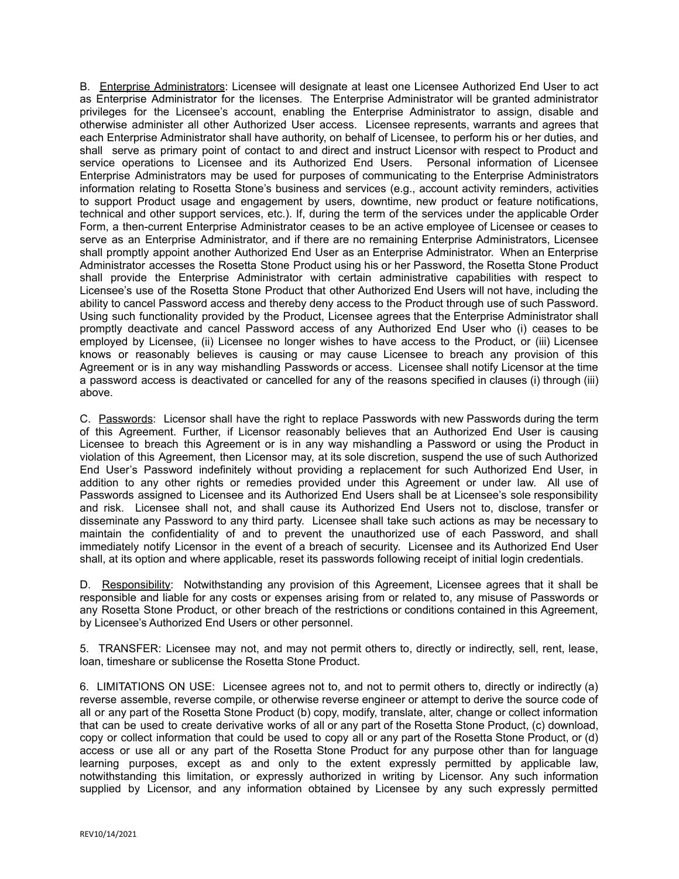B. Enterprise Administrators: Licensee will designate at least one Licensee Authorized End User to act as Enterprise Administrator for the licenses. The Enterprise Administrator will be granted administrator privileges for the Licensee's account, enabling the Enterprise Administrator to assign, disable and otherwise administer all other Authorized User access. Licensee represents, warrants and agrees that each Enterprise Administrator shall have authority, on behalf of Licensee, to perform his or her duties, and shall serve as primary point of contact to and direct and instruct Licensor with respect to Product and service operations to Licensee and its Authorized End Users. Personal information of Licensee Enterprise Administrators may be used for purposes of communicating to the Enterprise Administrators information relating to Rosetta Stone's business and services (e.g., account activity reminders, activities to support Product usage and engagement by users, downtime, new product or feature notifications, technical and other support services, etc.). If, during the term of the services under the applicable Order Form, a then-current Enterprise Administrator ceases to be an active employee of Licensee or ceases to serve as an Enterprise Administrator, and if there are no remaining Enterprise Administrators, Licensee shall promptly appoint another Authorized End User as an Enterprise Administrator. When an Enterprise Administrator accesses the Rosetta Stone Product using his or her Password, the Rosetta Stone Product shall provide the Enterprise Administrator with certain administrative capabilities with respect to Licensee's use of the Rosetta Stone Product that other Authorized End Users will not have, including the ability to cancel Password access and thereby deny access to the Product through use of such Password. Using such functionality provided by the Product, Licensee agrees that the Enterprise Administrator shall promptly deactivate and cancel Password access of any Authorized End User who (i) ceases to be employed by Licensee, (ii) Licensee no longer wishes to have access to the Product, or (iii) Licensee knows or reasonably believes is causing or may cause Licensee to breach any provision of this Agreement or is in any way mishandling Passwords or access. Licensee shall notify Licensor at the time a password access is deactivated or cancelled for any of the reasons specified in clauses (i) through (iii) above.

C. Passwords: Licensor shall have the right to replace Passwords with new Passwords during the term of this Agreement. Further, if Licensor reasonably believes that an Authorized End User is causing Licensee to breach this Agreement or is in any way mishandling a Password or using the Product in violation of this Agreement, then Licensor may, at its sole discretion, suspend the use of such Authorized End User's Password indefinitely without providing a replacement for such Authorized End User, in addition to any other rights or remedies provided under this Agreement or under law. All use of Passwords assigned to Licensee and its Authorized End Users shall be at Licensee's sole responsibility and risk. Licensee shall not, and shall cause its Authorized End Users not to, disclose, transfer or disseminate any Password to any third party. Licensee shall take such actions as may be necessary to maintain the confidentiality of and to prevent the unauthorized use of each Password, and shall immediately notify Licensor in the event of a breach of security. Licensee and its Authorized End User shall, at its option and where applicable, reset its passwords following receipt of initial login credentials.

D. Responsibility: Notwithstanding any provision of this Agreement, Licensee agrees that it shall be responsible and liable for any costs or expenses arising from or related to, any misuse of Passwords or any Rosetta Stone Product, or other breach of the restrictions or conditions contained in this Agreement, by Licensee's Authorized End Users or other personnel.

5. TRANSFER: Licensee may not, and may not permit others to, directly or indirectly, sell, rent, lease, loan, timeshare or sublicense the Rosetta Stone Product.

6. LIMITATIONS ON USE: Licensee agrees not to, and not to permit others to, directly or indirectly (a) reverse assemble, reverse compile, or otherwise reverse engineer or attempt to derive the source code of all or any part of the Rosetta Stone Product (b) copy, modify, translate, alter, change or collect information that can be used to create derivative works of all or any part of the Rosetta Stone Product, (c) download, copy or collect information that could be used to copy all or any part of the Rosetta Stone Product, or (d) access or use all or any part of the Rosetta Stone Product for any purpose other than for language learning purposes, except as and only to the extent expressly permitted by applicable law, notwithstanding this limitation, or expressly authorized in writing by Licensor. Any such information supplied by Licensor, and any information obtained by Licensee by any such expressly permitted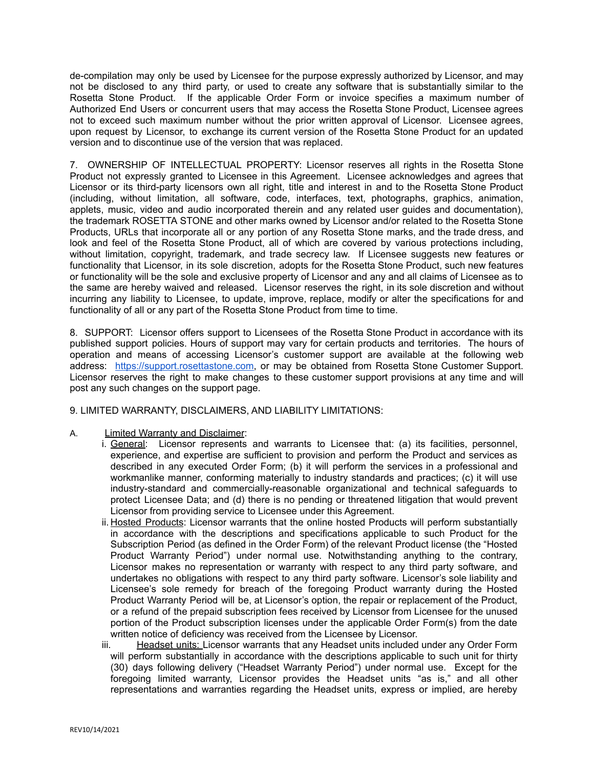de-compilation may only be used by Licensee for the purpose expressly authorized by Licensor, and may not be disclosed to any third party, or used to create any software that is substantially similar to the Rosetta Stone Product. If the applicable Order Form or invoice specifies a maximum number of Authorized End Users or concurrent users that may access the Rosetta Stone Product, Licensee agrees not to exceed such maximum number without the prior written approval of Licensor. Licensee agrees, upon request by Licensor, to exchange its current version of the Rosetta Stone Product for an updated version and to discontinue use of the version that was replaced.

7. OWNERSHIP OF INTELLECTUAL PROPERTY: Licensor reserves all rights in the Rosetta Stone Product not expressly granted to Licensee in this Agreement. Licensee acknowledges and agrees that Licensor or its third-party licensors own all right, title and interest in and to the Rosetta Stone Product (including, without limitation, all software, code, interfaces, text, photographs, graphics, animation, applets, music, video and audio incorporated therein and any related user guides and documentation), the trademark ROSETTA STONE and other marks owned by Licensor and/or related to the Rosetta Stone Products, URLs that incorporate all or any portion of any Rosetta Stone marks, and the trade dress, and look and feel of the Rosetta Stone Product, all of which are covered by various protections including, without limitation, copyright, trademark, and trade secrecy law. If Licensee suggests new features or functionality that Licensor, in its sole discretion, adopts for the Rosetta Stone Product, such new features or functionality will be the sole and exclusive property of Licensor and any and all claims of Licensee as to the same are hereby waived and released. Licensor reserves the right, in its sole discretion and without incurring any liability to Licensee, to update, improve, replace, modify or alter the specifications for and functionality of all or any part of the Rosetta Stone Product from time to time.

8. SUPPORT: Licensor offers support to Licensees of the Rosetta Stone Product in accordance with its published support policies. Hours of support may vary for certain products and territories. The hours of operation and means of accessing Licensor's customer support are available at the following web address: https://support.rosettastone.com, or may be obtained from Rosetta Stone Customer Support. Licensor reserves the right to make changes to these customer support provisions at any time and will post any such changes on the support page.

9. LIMITED WARRANTY, DISCLAIMERS, AND LIABILITY LIMITATIONS:

A. Limited Warranty and Disclaimer:

i. General: Licensor represents and warrants to Licensee that: (a) its facilities, personnel, experience, and expertise are sufficient to provision and perform the Product and services as described in any executed Order Form; (b) it will perform the services in a professional and workmanlike manner, conforming materially to industry standards and practices; (c) it will use industry-standard and commercially-reasonable organizational and technical safeguards to protect Licensee Data; and (d) there is no pending or threatened litigation that would prevent Licensor from providing service to Licensee under this Agreement.

ii. Hosted Products: Licensor warrants that the online hosted Products will perform substantially in accordance with the descriptions and specifications applicable to such Product for the Subscription Period (as defined in the Order Form) of the relevant Product license (the "Hosted Product Warranty Period") under normal use. Notwithstanding anything to the contrary, Licensor makes no representation or warranty with respect to any third party software, and undertakes no obligations with respect to any third party software. Licensor's sole liability and Licensee's sole remedy for breach of the foregoing Product warranty during the Hosted Product Warranty Period will be, at Licensor's option, the repair or replacement of the Product, or a refund of the prepaid subscription fees received by Licensor from Licensee for the unused portion of the Product subscription licenses under the applicable Order Form(s) from the date written notice of deficiency was received from the Licensee by Licensor.

iii. Headset units: Licensor warrants that any Headset units included under any Order Form will perform substantially in accordance with the descriptions applicable to such unit for thirty (30) days following delivery ("Headset Warranty Period") under normal use. Except for the foregoing limited warranty, Licensor provides the Headset units "as is," and all other representations and warranties regarding the Headset units, express or implied, are hereby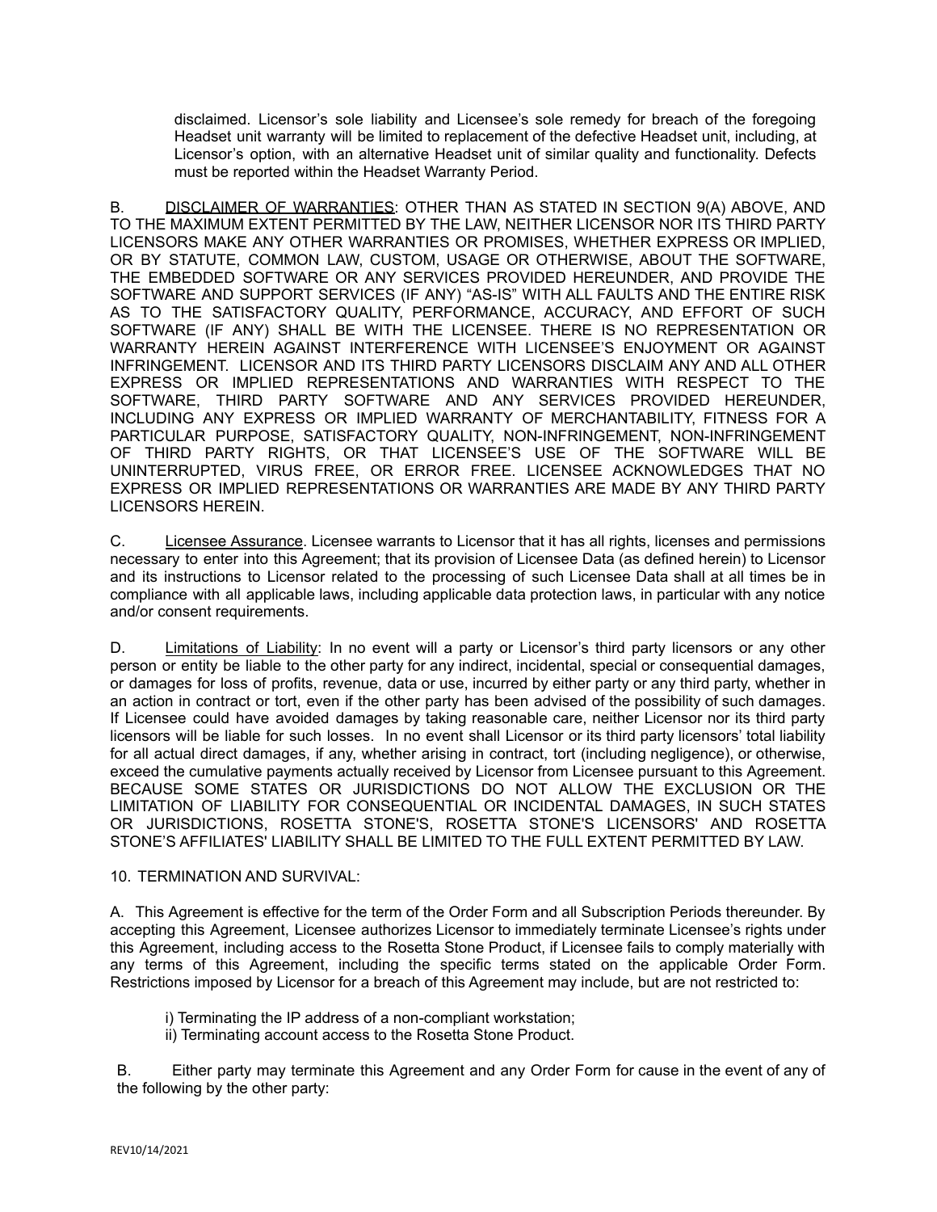disclaimed. Licensor's sole liability and Licensee's sole remedy for breach of the foregoing Headset unit warranty will be limited to replacement of the defective Headset unit, including, at Licensor's option, with an alternative Headset unit of similar quality and functionality. Defects must be reported within the Headset Warranty Period.

B. <u>DISCLAIMER OF WARRANTIES</u>: OTHER THAN AS STATED IN SECTION 9(A) ABOVE, AND TO THE MAXIMUM EXTENT PERMITTED BY THE LAW, NEITHER LICENSOR NOR ITS THIRD PARTY LICENSORS MAKE ANY OTHER WARRANTIES OR PROMISES, WHETHER EXPRESS OR IMPLIED, OR BY STATUTE, COMMON LAW, CUSTOM, USAGE OR OTHERWISE, ABOUT THE SOFTWARE, THE EMBEDDED SOFTWARE OR ANY SERVICES PROVIDED HEREUNDER, AND PROVIDE THE SOFTWARE AND SUPPORT SERVICES (IF ANY) "AS-IS" WITH ALL FAULTS AND THE ENTIRE RISK AS TO THE SATISFACTORY QUALITY, PERFORMANCE, ACCURACY, AND EFFORT OF SUCH SOFTWARE (IF ANY) SHALL BE WITH THE LICENSEE. THERE IS NO REPRESENTATION OR WARRANTY HEREIN AGAINST INTERFERENCE WITH LICENSEE'S ENJOYMENT OR AGAINST INFRINGEMENT. LICENSOR AND ITS THIRD PARTY LICENSORS DISCLAIM ANY AND ALL OTHER EXPRESS OR IMPLIED REPRESENTATIONS AND WARRANTIES WITH RESPECT TO THE SOFTWARE, THIRD PARTY SOFTWARE AND ANY SERVICES PROVIDED HEREUNDER, INCLUDING ANY EXPRESS OR IMPLIED WARRANTY OF MERCHANTABILITY, FITNESS FOR A PARTICULAR PURPOSE, SATISFACTORY QUALITY, NON-INFRINGEMENT, NON-INFRINGEMENT OF THIRD PARTY RIGHTS, OR THAT LICENSEE'S USE OF THE SOFTWARE WILL BE UNINTERRUPTED, VIRUS FREE, OR ERROR FREE. LICENSEE ACKNOWLEDGES THAT NO EXPRESS OR IMPLIED REPRESENTATIONS OR WARRANTIES ARE MADE BY ANY THIRD PARTY LICENSORS HEREIN.

C. <u>Licensee Assurance</u>. Licensee warrants to Licensor that it has all rights, licenses and permissions necessary to enter into this Agreement; that its provision of Licensee Data (as defined herein) to Licensor and its instructions to Licensor related to the processing of such Licensee Data shall at all times be in compliance with all applicable laws, including applicable data protection laws, in particular with any notice and/or consent requirements.

D. <u>Limitations of Liability</u>: In no event will a party or Licensor's third party licensors or any other person or entity be liable to the other party for any indirect, incidental, special or consequential damages, or damages for loss of profits, revenue, data or use, incurred by either party or any third party, whether in an action in contract or tort, even if the other party has been advised of the possibility of such damages. If Licensee could have avoided damages by taking reasonable care, neither Licensor nor its third party licensors will be liable for such losses. In no event shall Licensor or its third party licensors' total liability for all actual direct damages, if any, whether arising in contract, tort (including negligence), or otherwise, exceed the cumulative payments actually received by Licensor from Licensee pursuant to this Agreement. BECAUSE SOME STATES OR JURISDICTIONS DO NOT ALLOW THE EXCLUSION OR THE LIMITATION OF LIABILITY FOR CONSEQUENTIAL OR INCIDENTAL DAMAGES, IN SUCH STATES OR JURISDICTIONS, ROSETTA STONE'S, ROSETTA STONE'S LICENSORS' AND ROSETTA STONE'S AFFILIATES' LIABILITY SHALL BE LIMITED TO THE FULL EXTENT PERMITTED BY LAW.

10. TERMINATION AND SURVIVAL:

A. This Agreement is effective for the term of the Order Form and all Subscription Periods thereunder. By accepting this Agreement, Licensee authorizes Licensor to immediately terminate Licensee's rights under this Agreement, including access to the Rosetta Stone Product, if Licensee fails to comply materially with any terms of this Agreement, including the specific terms stated on the applicable Order Form. Restrictions imposed by Licensor for a breach of this Agreement may include, but are not restricted to:

i) Terminating the IP address of a non-compliant workstation;
ii) Terminating account access to the Rosetta Stone Product.

B. Either party may terminate this Agreement and any Order Form for cause in the event of any of the following by the other party: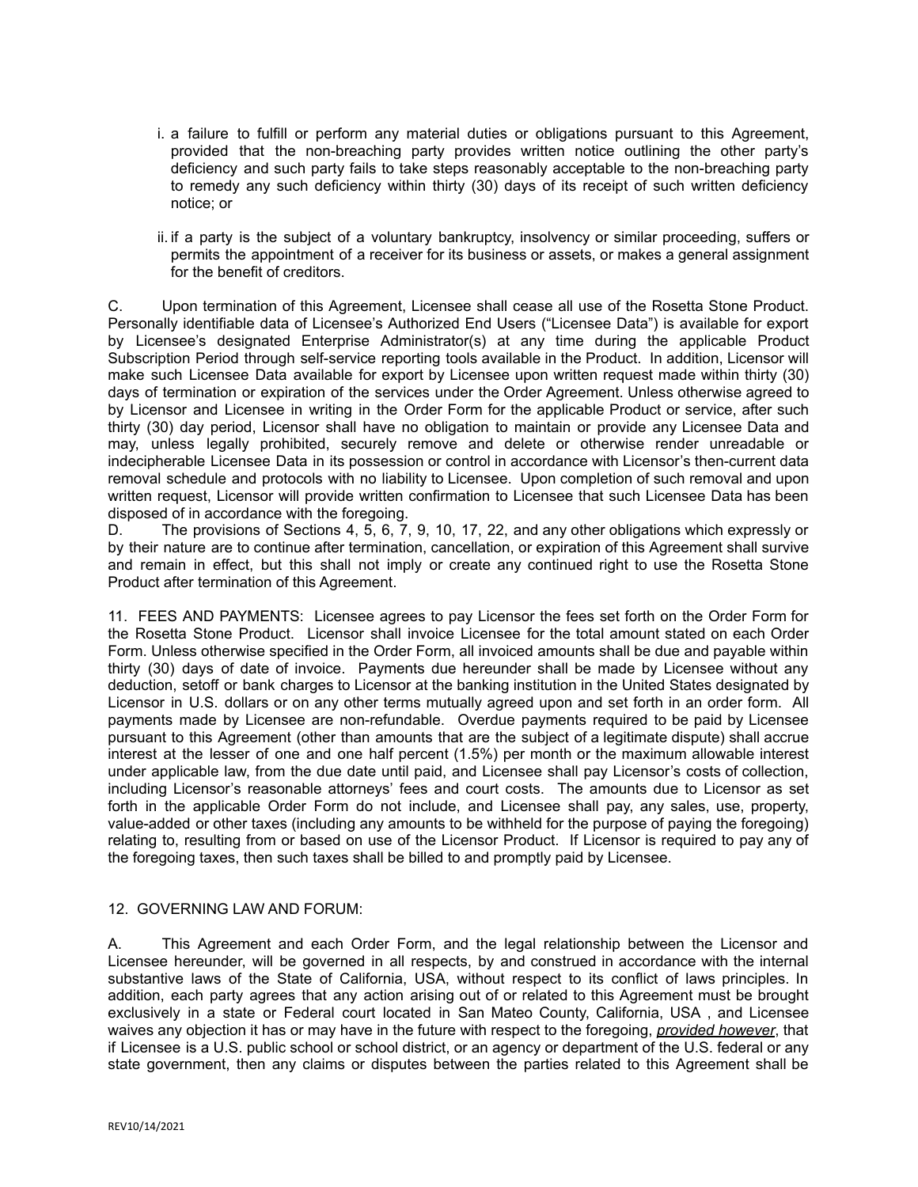i. a failure to fulfill or perform any material duties or obligations pursuant to this Agreement, provided that the non-breaching party provides written notice outlining the other party's deficiency and such party fails to take steps reasonably acceptable to the non-breaching party to remedy any such deficiency within thirty (30) days of its receipt of such written deficiency notice; or

ii. if a party is the subject of a voluntary bankruptcy, insolvency or similar proceeding, suffers or permits the appointment of a receiver for its business or assets, or makes a general assignment for the benefit of creditors.

C. Upon termination of this Agreement, Licensee shall cease all use of the Rosetta Stone Product. Personally identifiable data of Licensee's Authorized End Users ("Licensee Data") is available for export by Licensee's designated Enterprise Administrator(s) at any time during the applicable Product Subscription Period through self-service reporting tools available in the Product. In addition, Licensor will make such Licensee Data available for export by Licensee upon written request made within thirty (30) days of termination or expiration of the services under the Order Agreement. Unless otherwise agreed to by Licensor and Licensee in writing in the Order Form for the applicable Product or service, after such thirty (30) day period, Licensor shall have no obligation to maintain or provide any Licensee Data and may, unless legally prohibited, securely remove and delete or otherwise render unreadable or indecipherable Licensee Data in its possession or control in accordance with Licensor's then-current data removal schedule and protocols with no liability to Licensee. Upon completion of such removal and upon written request, Licensor will provide written confirmation to Licensee that such Licensee Data has been disposed of in accordance with the foregoing.

D. The provisions of Sections 4, 5, 6, 7, 9, 10, 17, 22, and any other obligations which expressly or by their nature are to continue after termination, cancellation, or expiration of this Agreement shall survive and remain in effect, but this shall not imply or create any continued right to use the Rosetta Stone Product after termination of this Agreement.

11. FEES AND PAYMENTS: Licensee agrees to pay Licensor the fees set forth on the Order Form for the Rosetta Stone Product. Licensor shall invoice Licensee for the total amount stated on each Order Form. Unless otherwise specified in the Order Form, all invoiced amounts shall be due and payable within thirty (30) days of date of invoice. Payments due hereunder shall be made by Licensee without any deduction, setoff or bank charges to Licensor at the banking institution in the United States designated by Licensor in U.S. dollars or on any other terms mutually agreed upon and set forth in an order form. All payments made by Licensee are non-refundable. Overdue payments required to be paid by Licensee pursuant to this Agreement (other than amounts that are the subject of a legitimate dispute) shall accrue interest at the lesser of one and one half percent (1.5%) per month or the maximum allowable interest under applicable law, from the due date until paid, and Licensee shall pay Licensor's costs of collection, including Licensor's reasonable attorneys' fees and court costs. The amounts due to Licensor as set forth in the applicable Order Form do not include, and Licensee shall pay, any sales, use, property, value-added or other taxes (including any amounts to be withheld for the purpose of paying the foregoing) relating to, resulting from or based on use of the Licensor Product. If Licensor is required to pay any of the foregoing taxes, then such taxes shall be billed to and promptly paid by Licensee.

12. GOVERNING LAW AND FORUM:

A. This Agreement and each Order Form, and the legal relationship between the Licensor and Licensee hereunder, will be governed in all respects, by and construed in accordance with the internal substantive laws of the State of California, USA, without respect to its conflict of laws principles. In addition, each party agrees that any action arising out of or related to this Agreement must be brought exclusively in a state or Federal court located in San Mateo County, California, USA , and Licensee waives any objection it has or may have in the future with respect to the foregoing, *provided however*, that if Licensee is a U.S. public school or school district, or an agency or department of the U.S. federal or any state government, then any claims or disputes between the parties related to this Agreement shall be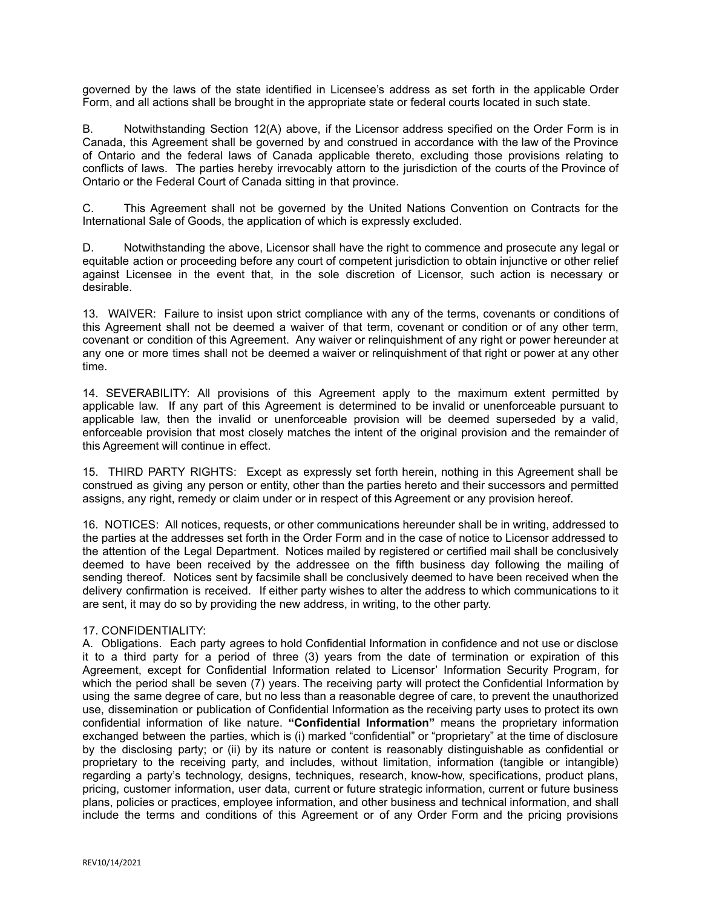governed by the laws of the state identified in Licensee's address as set forth in the applicable Order Form, and all actions shall be brought in the appropriate state or federal courts located in such state.

B. Notwithstanding Section 12(A) above, if the Licensor address specified on the Order Form is in Canada, this Agreement shall be governed by and construed in accordance with the law of the Province of Ontario and the federal laws of Canada applicable thereto, excluding those provisions relating to conflicts of laws. The parties hereby irrevocably attorn to the jurisdiction of the courts of the Province of Ontario or the Federal Court of Canada sitting in that province.

C. This Agreement shall not be governed by the United Nations Convention on Contracts for the International Sale of Goods, the application of which is expressly excluded.

D. Notwithstanding the above, Licensor shall have the right to commence and prosecute any legal or equitable action or proceeding before any court of competent jurisdiction to obtain injunctive or other relief against Licensee in the event that, in the sole discretion of Licensor, such action is necessary or desirable.

13. WAIVER: Failure to insist upon strict compliance with any of the terms, covenants or conditions of this Agreement shall not be deemed a waiver of that term, covenant or condition or of any other term, covenant or condition of this Agreement. Any waiver or relinquishment of any right or power hereunder at any one or more times shall not be deemed a waiver or relinquishment of that right or power at any other time.

14. SEVERABILITY: All provisions of this Agreement apply to the maximum extent permitted by applicable law. If any part of this Agreement is determined to be invalid or unenforceable pursuant to applicable law, then the invalid or unenforceable provision will be deemed superseded by a valid, enforceable provision that most closely matches the intent of the original provision and the remainder of this Agreement will continue in effect.

15. THIRD PARTY RIGHTS: Except as expressly set forth herein, nothing in this Agreement shall be construed as giving any person or entity, other than the parties hereto and their successors and permitted assigns, any right, remedy or claim under or in respect of this Agreement or any provision hereof.

16. NOTICES: All notices, requests, or other communications hereunder shall be in writing, addressed to the parties at the addresses set forth in the Order Form and in the case of notice to Licensor addressed to the attention of the Legal Department. Notices mailed by registered or certified mail shall be conclusively deemed to have been received by the addressee on the fifth business day following the mailing of sending thereof. Notices sent by facsimile shall be conclusively deemed to have been received when the delivery confirmation is received. If either party wishes to alter the address to which communications to it are sent, it may do so by providing the new address, in writing, to the other party.

17. CONFIDENTIALITY:

A. Obligations. Each party agrees to hold Confidential Information in confidence and not use or disclose it to a third party for a period of three (3) years from the date of termination or expiration of this Agreement, except for Confidential Information related to Licensor' Information Security Program, for which the period shall be seven (7) years. The receiving party will protect the Confidential Information by using the same degree of care, but no less than a reasonable degree of care, to prevent the unauthorized use, dissemination or publication of Confidential Information as the receiving party uses to protect its own confidential information of like nature. **"Confidential Information"** means the proprietary information exchanged between the parties, which is (i) marked "confidential" or "proprietary" at the time of disclosure by the disclosing party; or (ii) by its nature or content is reasonably distinguishable as confidential or proprietary to the receiving party, and includes, without limitation, information (tangible or intangible) regarding a party's technology, designs, techniques, research, know-how, specifications, product plans, pricing, customer information, user data, current or future strategic information, current or future business plans, policies or practices, employee information, and other business and technical information, and shall include the terms and conditions of this Agreement or of any Order Form and the pricing provisions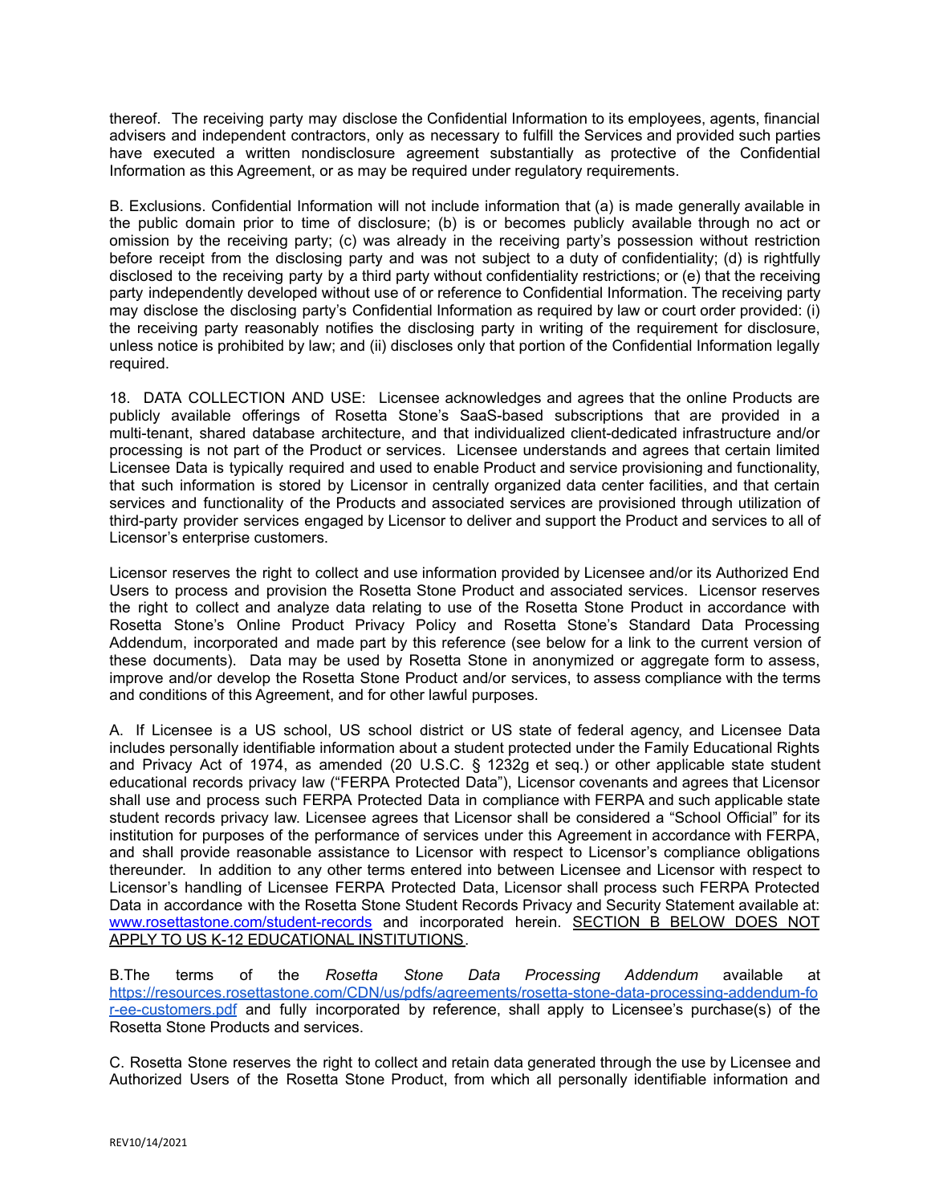thereof. The receiving party may disclose the Confidential Information to its employees, agents, financial advisers and independent contractors, only as necessary to fulfill the Services and provided such parties have executed a written nondisclosure agreement substantially as protective of the Confidential Information as this Agreement, or as may be required under regulatory requirements.

B. Exclusions. Confidential Information will not include information that (a) is made generally available in the public domain prior to time of disclosure; (b) is or becomes publicly available through no act or omission by the receiving party; (c) was already in the receiving party's possession without restriction before receipt from the disclosing party and was not subject to a duty of confidentiality; (d) is rightfully disclosed to the receiving party by a third party without confidentiality restrictions; or (e) that the receiving party independently developed without use of or reference to Confidential Information. The receiving party may disclose the disclosing party's Confidential Information as required by law or court order provided: (i) the receiving party reasonably notifies the disclosing party in writing of the requirement for disclosure, unless notice is prohibited by law; and (ii) discloses only that portion of the Confidential Information legally required.

18. DATA COLLECTION AND USE: Licensee acknowledges and agrees that the online Products are publicly available offerings of Rosetta Stone's SaaS-based subscriptions that are provided in a multi-tenant, shared database architecture, and that individualized client-dedicated infrastructure and/or processing is not part of the Product or services. Licensee understands and agrees that certain limited Licensee Data is typically required and used to enable Product and service provisioning and functionality, that such information is stored by Licensor in centrally organized data center facilities, and that certain services and functionality of the Products and associated services are provisioned through utilization of third-party provider services engaged by Licensor to deliver and support the Product and services to all of Licensor's enterprise customers.

Licensor reserves the right to collect and use information provided by Licensee and/or its Authorized End Users to process and provision the Rosetta Stone Product and associated services. Licensor reserves the right to collect and analyze data relating to use of the Rosetta Stone Product in accordance with Rosetta Stone's Online Product Privacy Policy and Rosetta Stone's Standard Data Processing Addendum, incorporated and made part by this reference (see below for a link to the current version of these documents). Data may be used by Rosetta Stone in anonymized or aggregate form to assess, improve and/or develop the Rosetta Stone Product and/or services, to assess compliance with the terms and conditions of this Agreement, and for other lawful purposes.

A. If Licensee is a US school, US school district or US state of federal agency, and Licensee Data includes personally identifiable information about a student protected under the Family Educational Rights and Privacy Act of 1974, as amended (20 U.S.C. § 1232g et seq.) or other applicable state student educational records privacy law ("FERPA Protected Data"), Licensor covenants and agrees that Licensor shall use and process such FERPA Protected Data in compliance with FERPA and such applicable state student records privacy law. Licensee agrees that Licensor shall be considered a "School Official" for its institution for purposes of the performance of services under this Agreement in accordance with FERPA, and shall provide reasonable assistance to Licensor with respect to Licensor's compliance obligations thereunder. In addition to any other terms entered into between Licensee and Licensor with respect to Licensor's handling of Licensee FERPA Protected Data, Licensor shall process such FERPA Protected Data in accordance with the Rosetta Stone Student Records Privacy and Security Statement available at: [www.rosettastone.com/student-records](www.rosettastone.com/student-records) and incorporated herein. <u>SECTION B BELOW DOES NOT APPLY TO US K-12 EDUCATIONAL INSTITUTIONS</u>.

B.The terms of the *Rosetta Stone Data Processing Addendum* available at [https://resources.rosettastone.com/CDN/us/pdfs/agreements/rosetta-stone-data-processing-addendum-for-ee-customers.pdf](https://resources.rosettastone.com/CDN/us/pdfs/agreements/rosetta-stone-data-processing-addendum-for-ee-customers.pdf) and fully incorporated by reference, shall apply to Licensee's purchase(s) of the Rosetta Stone Products and services.

C. Rosetta Stone reserves the right to collect and retain data generated through the use by Licensee and Authorized Users of the Rosetta Stone Product, from which all personally identifiable information and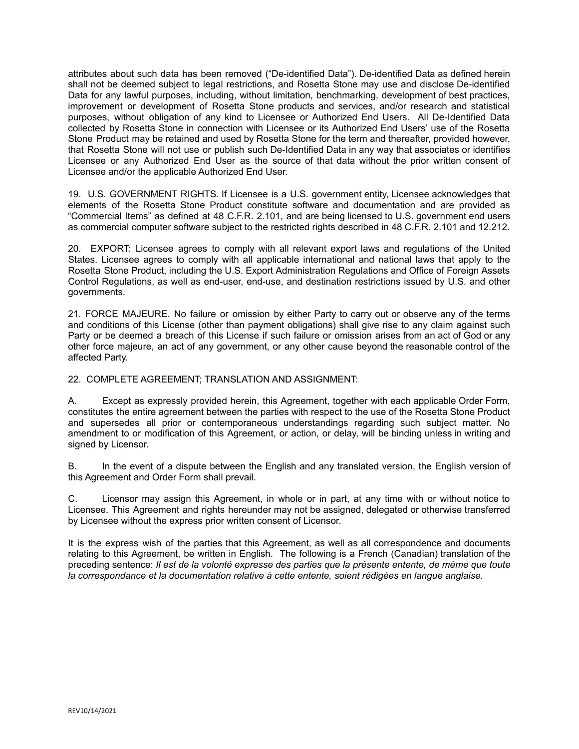attributes about such data has been removed ("De-identified Data"). De-identified Data as defined herein shall not be deemed subject to legal restrictions, and Rosetta Stone may use and disclose De-identified Data for any lawful purposes, including, without limitation, benchmarking, development of best practices, improvement or development of Rosetta Stone products and services, and/or research and statistical purposes, without obligation of any kind to Licensee or Authorized End Users. All De-Identified Data collected by Rosetta Stone in connection with Licensee or its Authorized End Users' use of the Rosetta Stone Product may be retained and used by Rosetta Stone for the term and thereafter, provided however, that Rosetta Stone will not use or publish such De-Identified Data in any way that associates or identifies Licensee or any Authorized End User as the source of that data without the prior written consent of Licensee and/or the applicable Authorized End User.

19. U.S. GOVERNMENT RIGHTS. If Licensee is a U.S. government entity, Licensee acknowledges that elements of the Rosetta Stone Product constitute software and documentation and are provided as "Commercial Items" as defined at 48 C.F.R. 2.101, and are being licensed to U.S. government end users as commercial computer software subject to the restricted rights described in 48 C.F.R. 2.101 and 12.212.

20. EXPORT: Licensee agrees to comply with all relevant export laws and regulations of the United States. Licensee agrees to comply with all applicable international and national laws that apply to the Rosetta Stone Product, including the U.S. Export Administration Regulations and Office of Foreign Assets Control Regulations, as well as end-user, end-use, and destination restrictions issued by U.S. and other governments.

21. FORCE MAJEURE. No failure or omission by either Party to carry out or observe any of the terms and conditions of this License (other than payment obligations) shall give rise to any claim against such Party or be deemed a breach of this License if such failure or omission arises from an act of God or any other force majeure, an act of any government, or any other cause beyond the reasonable control of the affected Party.

22. COMPLETE AGREEMENT; TRANSLATION AND ASSIGNMENT:

A. Except as expressly provided herein, this Agreement, together with each applicable Order Form, constitutes the entire agreement between the parties with respect to the use of the Rosetta Stone Product and supersedes all prior or contemporaneous understandings regarding such subject matter. No amendment to or modification of this Agreement, or action, or delay, will be binding unless in writing and signed by Licensor.

B. In the event of a dispute between the English and any translated version, the English version of this Agreement and Order Form shall prevail.

C. Licensor may assign this Agreement, in whole or in part, at any time with or without notice to Licensee. This Agreement and rights hereunder may not be assigned, delegated or otherwise transferred by Licensee without the express prior written consent of Licensor.

It is the express wish of the parties that this Agreement, as well as all correspondence and documents relating to this Agreement, be written in English. The following is a French (Canadian) translation of the preceding sentence: *Il est de la volonté expresse des parties que la présente entente, de même que toute la correspondance et la documentation relative à cette entente, soient rédigées en langue anglaise.*

REV10/14/2021